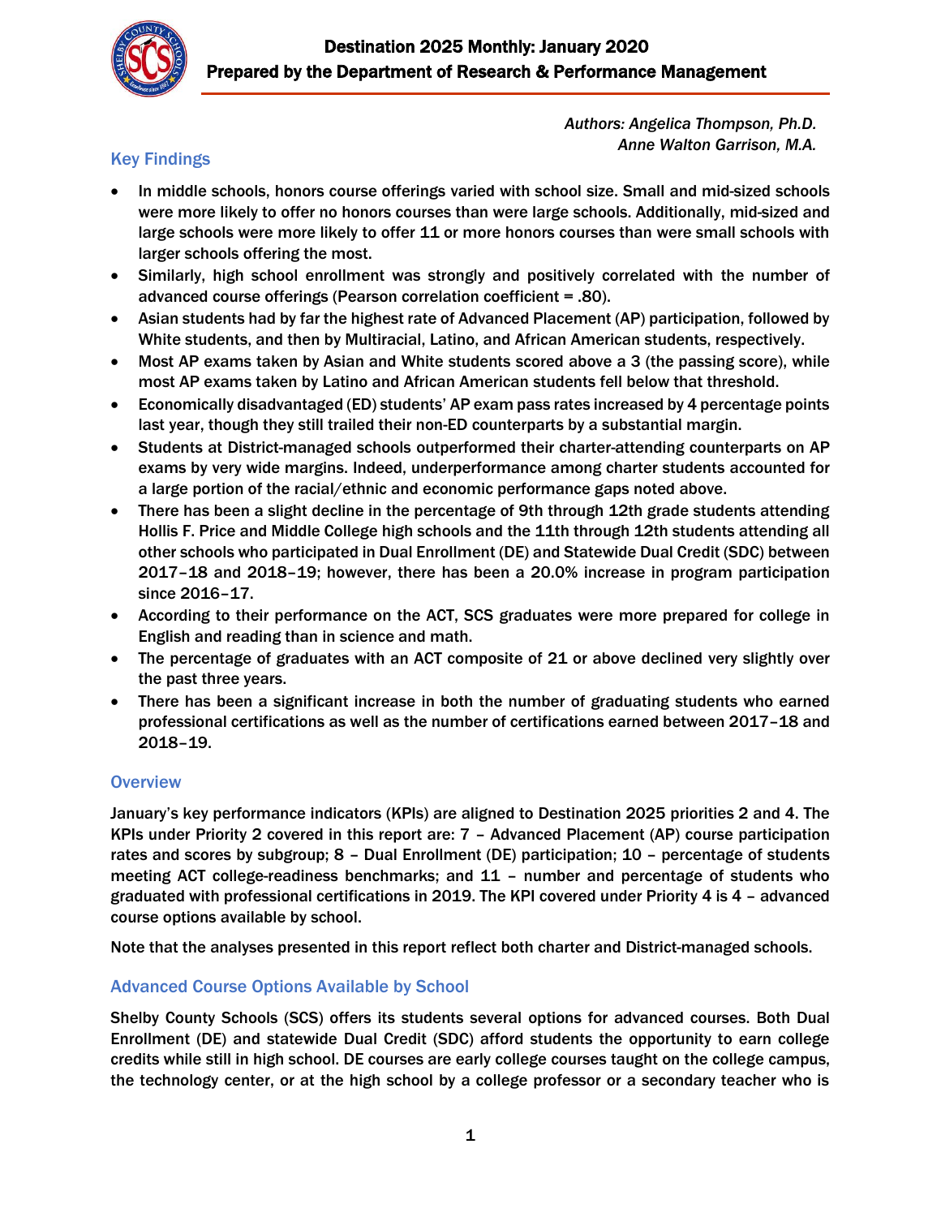# Destination 2025 Monthly: January 2020

**Prepared by the Department of Research & Performance Management**

*Authors: Angelica Thompson, Ph.D.*
*Anne Walton Garrison, M.A.*

## Key Findings

- In middle schools, honors course offerings varied with school size. Small and mid-sized schools were more likely to offer no honors courses than were large schools. Additionally, mid-sized and large schools were more likely to offer 11 or more honors courses than were small schools with larger schools offering the most.
- Similarly, high school enrollment was strongly and positively correlated with the number of advanced course offerings (Pearson correlation coefficient = .80).
- Asian students had by far the highest rate of Advanced Placement (AP) participation, followed by White students, and then by Multiracial, Latino, and African American students, respectively.
- Most AP exams taken by Asian and White students scored above a 3 (the passing score), while most AP exams taken by Latino and African American students fell below that threshold.
- Economically disadvantaged (ED) students' AP exam pass rates increased by 4 percentage points last year, though they still trailed their non-ED counterparts by a substantial margin.
- Students at District-managed schools outperformed their charter-attending counterparts on AP exams by very wide margins. Indeed, underperformance among charter students accounted for a large portion of the racial/ethnic and economic performance gaps noted above.
- There has been a slight decline in the percentage of 9th through 12th grade students attending Hollis F. Price and Middle College high schools and the 11th through 12th students attending all other schools who participated in Dual Enrollment (DE) and Statewide Dual Credit (SDC) between 2017–18 and 2018–19; however, there has been a 20.0% increase in program participation since 2016–17.
- According to their performance on the ACT, SCS graduates were more prepared for college in English and reading than in science and math.
- The percentage of graduates with an ACT composite of 21 or above declined very slightly over the past three years.
- There has been a significant increase in both the number of graduating students who earned professional certifications as well as the number of certifications earned between 2017–18 and 2018–19.

## Overview

January's key performance indicators (KPIs) are aligned to Destination 2025 priorities 2 and 4. The KPIs under Priority 2 covered in this report are: 7 – Advanced Placement (AP) course participation rates and scores by subgroup; 8 – Dual Enrollment (DE) participation; 10 – percentage of students meeting ACT college-readiness benchmarks; and 11 – number and percentage of students who graduated with professional certifications in 2019. The KPI covered under Priority 4 is 4 – advanced course options available by school.

Note that the analyses presented in this report reflect both charter and District-managed schools.

## Advanced Course Options Available by School

Shelby County Schools (SCS) offers its students several options for advanced courses. Both Dual Enrollment (DE) and statewide Dual Credit (SDC) afford students the opportunity to earn college credits while still in high school. DE courses are early college courses taught on the college campus, the technology center, or at the high school by a college professor or a secondary teacher who is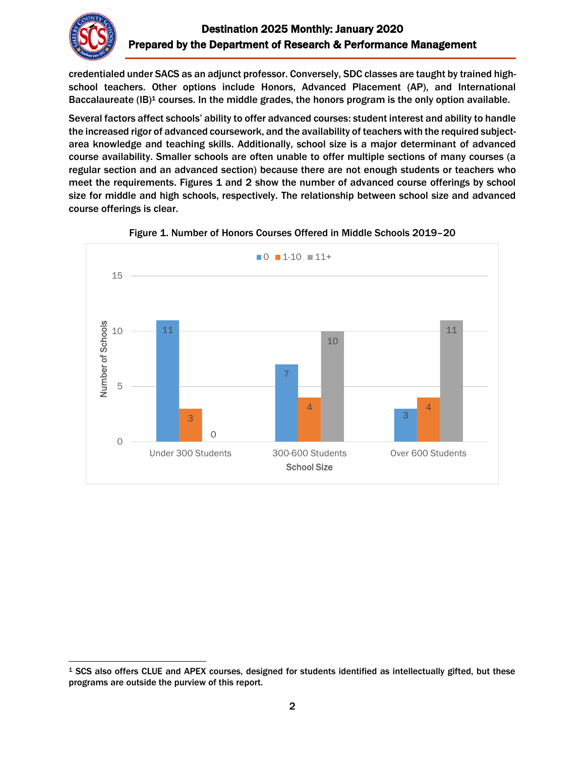credentialed under SACS as an adjunct professor. Conversely, SDC classes are taught by trained high-school teachers. Other options include Honors, Advanced Placement (AP), and International Baccalaureate (IB)[1] courses. In the middle grades, the honors program is the only option available.

Several factors affect schools' ability to offer advanced courses: student interest and ability to handle the increased rigor of advanced coursework, and the availability of teachers with the required subject-area knowledge and teaching skills. Additionally, school size is a major determinant of advanced course availability. Smaller schools are often unable to offer multiple sections of many courses (a regular section and an advanced section) because there are not enough students or teachers who meet the requirements. Figures 1 and 2 show the number of advanced course offerings by school size for middle and high schools, respectively. The relationship between school size and advanced course offerings is clear.

Figure 1. Number of Honors Courses Offered in Middle Schools 2019–20

| School Size | 0 | 1-10 | 11+ |
|---|---|---|---|
| Under 300 Students | 11 | 3 | 0 |
| 300-600 Students | 7 | 4 | 10 |
| Over 600 Students | 3 | 4 | 11 |

[1] SCS also offers CLUE and APEX courses, designed for students identified as intellectually gifted, but these programs are outside the purview of this report.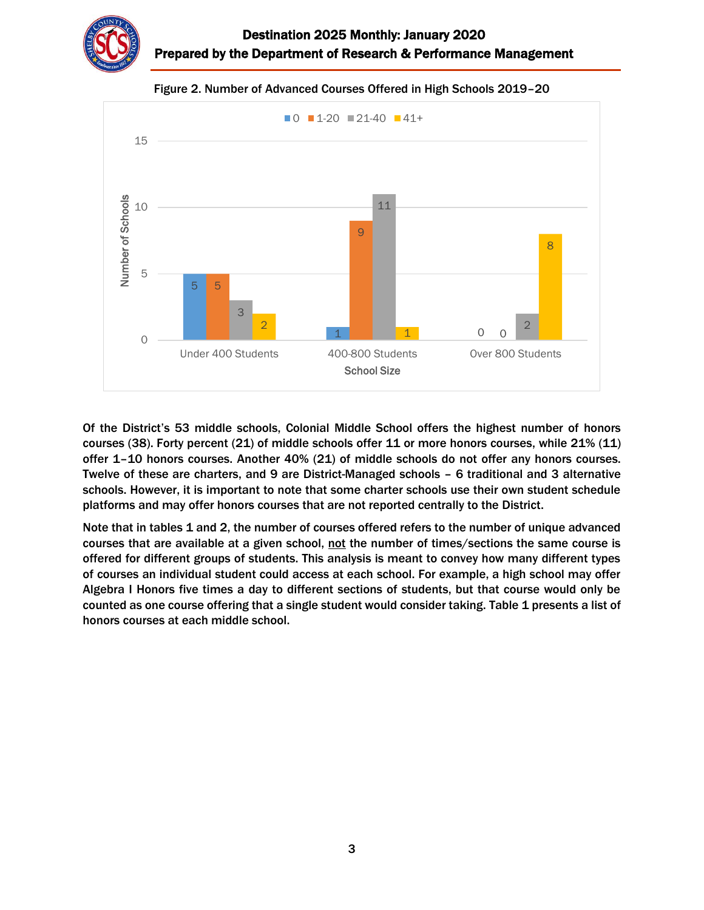Figure 2. Number of Advanced Courses Offered in High Schools 2019–20

| School Size | 0 | 1-20 | 21-40 | 41+ |
|---|---|---|---|---|
| Under 400 Students | 5 | 5 | 3 | 2 |
| 400-800 Students | 1 | 9 | 11 | 1 |
| Over 800 Students | 0 | 0 | 2 | 8 |

Of the District's 53 middle schools, Colonial Middle School offers the highest number of honors courses (38). Forty percent (21) of middle schools offer 11 or more honors courses, while 21% (11) offer 1–10 honors courses. Another 40% (21) of middle schools do not offer any honors courses. Twelve of these are charters, and 9 are District-Managed schools – 6 traditional and 3 alternative schools. However, it is important to note that some charter schools use their own student schedule platforms and may offer honors courses that are not reported centrally to the District.

Note that in tables 1 and 2, the number of courses offered refers to the number of unique advanced courses that are available at a given school, not the number of times/sections the same course is offered for different groups of students. This analysis is meant to convey how many different types of courses an individual student could access at each school. For example, a high school may offer Algebra I Honors five times a day to different sections of students, but that course would only be counted as one course offering that a single student would consider taking. Table 1 presents a list of honors courses at each middle school.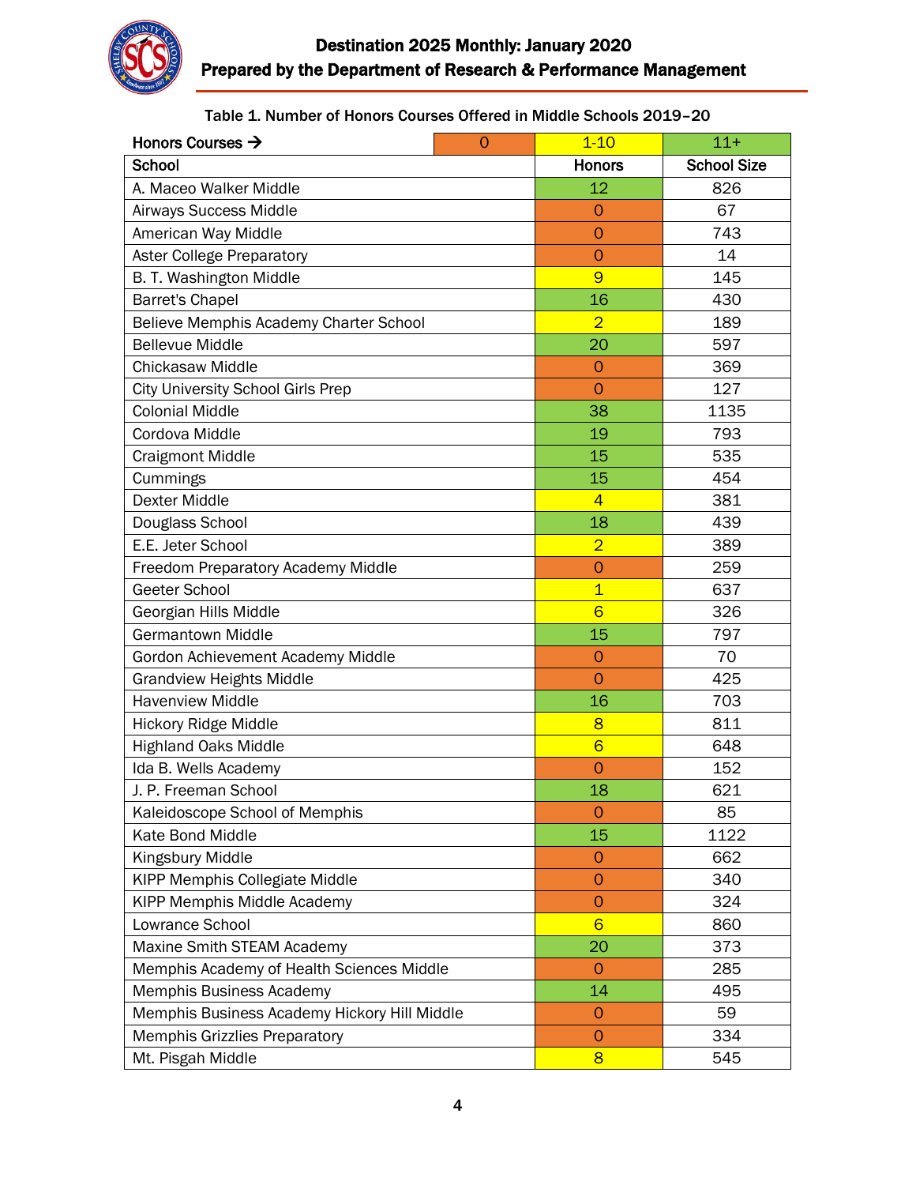# Destination 2025 Monthly: January 2020

## Prepared by the Department of Research & Performance Management

Table 1. Number of Honors Courses Offered in Middle Schools 2019–20

Honors Courses → 0 | 1-10 | 11+

| School | Honors | School Size |
|---|---|---|
| A. Maceo Walker Middle | 12 | 826 |
| Airways Success Middle | 0 | 67 |
| American Way Middle | 0 | 743 |
| Aster College Preparatory | 0 | 14 |
| B. T. Washington Middle | 9 | 145 |
| Barret's Chapel | 16 | 430 |
| Believe Memphis Academy Charter School | 2 | 189 |
| Bellevue Middle | 20 | 597 |
| Chickasaw Middle | 0 | 369 |
| City University School Girls Prep | 0 | 127 |
| Colonial Middle | 38 | 1135 |
| Cordova Middle | 19 | 793 |
| Craigmont Middle | 15 | 535 |
| Cummings | 15 | 454 |
| Dexter Middle | 4 | 381 |
| Douglass School | 18 | 439 |
| E.E. Jeter School | 2 | 389 |
| Freedom Preparatory Academy Middle | 0 | 259 |
| Geeter School | 1 | 637 |
| Georgian Hills Middle | 6 | 326 |
| Germantown Middle | 15 | 797 |
| Gordon Achievement Academy Middle | 0 | 70 |
| Grandview Heights Middle | 0 | 425 |
| Havenview Middle | 16 | 703 |
| Hickory Ridge Middle | 8 | 811 |
| Highland Oaks Middle | 6 | 648 |
| Ida B. Wells Academy | 0 | 152 |
| J. P. Freeman School | 18 | 621 |
| Kaleidoscope School of Memphis | 0 | 85 |
| Kate Bond Middle | 15 | 1122 |
| Kingsbury Middle | 0 | 662 |
| KIPP Memphis Collegiate Middle | 0 | 340 |
| KIPP Memphis Middle Academy | 0 | 324 |
| Lowrance School | 6 | 860 |
| Maxine Smith STEAM Academy | 20 | 373 |
| Memphis Academy of Health Sciences Middle | 0 | 285 |
| Memphis Business Academy | 14 | 495 |
| Memphis Business Academy Hickory Hill Middle | 0 | 59 |
| Memphis Grizzlies Preparatory | 0 | 334 |
| Mt. Pisgah Middle | 8 | 545 |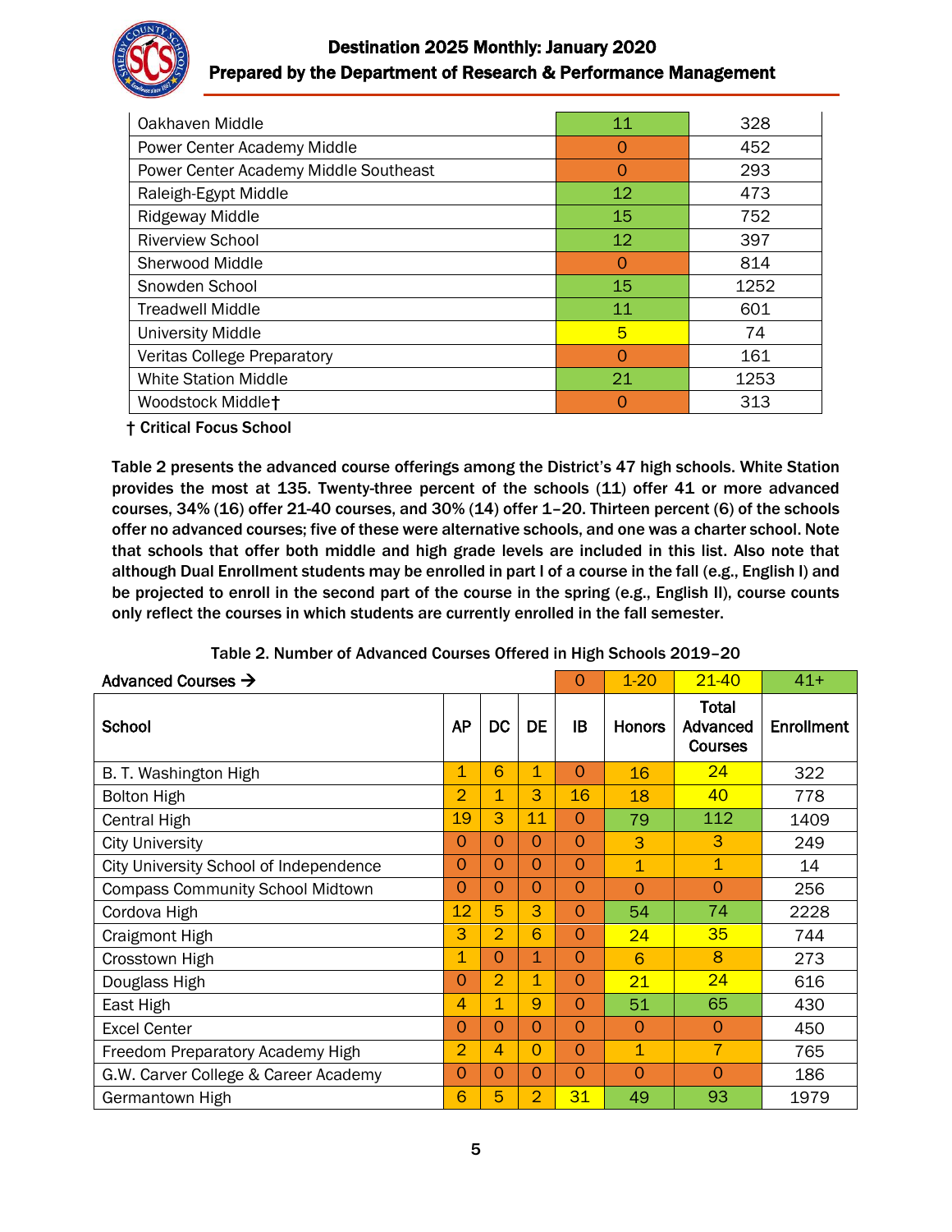| | | |
|---|---|---|
| Oakhaven Middle | 11 | 328 |
| Power Center Academy Middle | 0 | 452 |
| Power Center Academy Middle Southeast | 0 | 293 |
| Raleigh-Egypt Middle | 12 | 473 |
| Ridgeway Middle | 15 | 752 |
| Riverview School | 12 | 397 |
| Sherwood Middle | 0 | 814 |
| Snowden School | 15 | 1252 |
| Treadwell Middle | 11 | 601 |
| University Middle | 5 | 74 |
| Veritas College Preparatory | 0 | 161 |
| White Station Middle | 21 | 1253 |
| Woodstock Middle† | 0 | 313 |

**† Critical Focus School**

**Table 2 presents the advanced course offerings among the District's 47 high schools. White Station provides the most at 135. Twenty-three percent of the schools (11) offer 41 or more advanced courses, 34% (16) offer 21-40 courses, and 30% (14) offer 1–20. Thirteen percent (6) of the schools offer no advanced courses; five of these were alternative schools, and one was a charter school. Note that schools that offer both middle and high grade levels are included in this list. Also note that although Dual Enrollment students may be enrolled in part I of a course in the fall (e.g., English I) and be projected to enroll in the second part of the course in the spring (e.g., English II), course counts only reflect the courses in which students are currently enrolled in the fall semester.**

**Table 2. Number of Advanced Courses Offered in High Schools 2019–20**

| Advanced Courses → | | | | 0 | 1-20 | 21-40 | 41+ |
|---|---|---|---|---|---|---|---|
| **School** | **AP** | **DC** | **DE** | **IB** | **Honors** | **Total Advanced Courses** | **Enrollment** |
| B. T. Washington High | 1 | 6 | 1 | 0 | 16 | 24 | 322 |
| Bolton High | 2 | 1 | 3 | 16 | 18 | 40 | 778 |
| Central High | 19 | 3 | 11 | 0 | 79 | 112 | 1409 |
| City University | 0 | 0 | 0 | 0 | 3 | 3 | 249 |
| City University School of Independence | 0 | 0 | 0 | 0 | 1 | 1 | 14 |
| Compass Community School Midtown | 0 | 0 | 0 | 0 | 0 | 0 | 256 |
| Cordova High | 12 | 5 | 3 | 0 | 54 | 74 | 2228 |
| Craigmont High | 3 | 2 | 6 | 0 | 24 | 35 | 744 |
| Crosstown High | 1 | 0 | 1 | 0 | 6 | 8 | 273 |
| Douglass High | 0 | 2 | 1 | 0 | 21 | 24 | 616 |
| East High | 4 | 1 | 9 | 0 | 51 | 65 | 430 |
| Excel Center | 0 | 0 | 0 | 0 | 0 | 0 | 450 |
| Freedom Preparatory Academy High | 2 | 4 | 0 | 0 | 1 | 7 | 765 |
| G.W. Carver College & Career Academy | 0 | 0 | 0 | 0 | 0 | 0 | 186 |
| Germantown High | 6 | 5 | 2 | 31 | 49 | 93 | 1979 |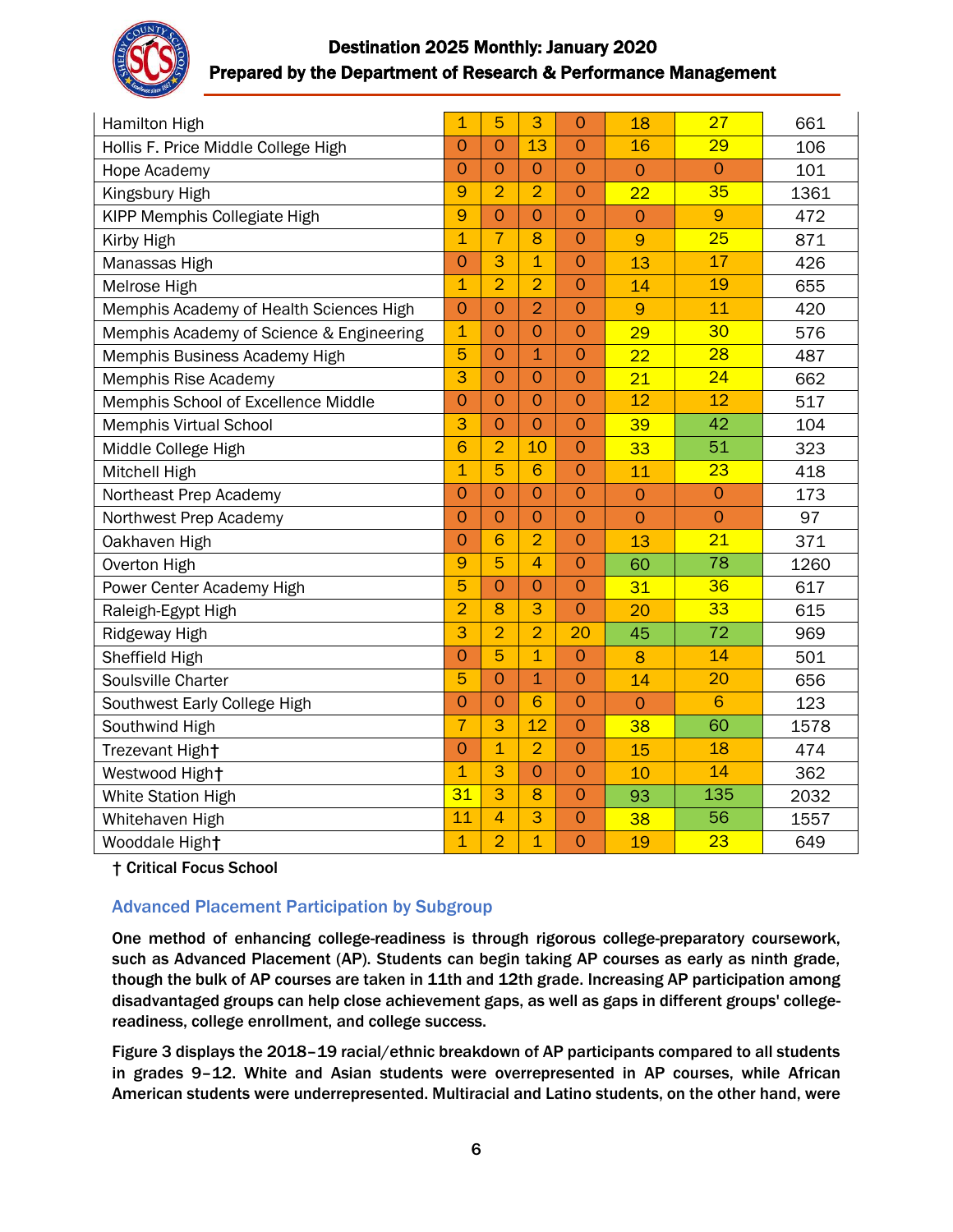| | | | | | | | |
|---|---|---|---|---|---|---|---|
| Hamilton High | 1 | 5 | 3 | 0 | 18 | 27 | 661 |
| Hollis F. Price Middle College High | 0 | 0 | 13 | 0 | 16 | 29 | 106 |
| Hope Academy | 0 | 0 | 0 | 0 | 0 | 0 | 101 |
| Kingsbury High | 9 | 2 | 2 | 0 | 22 | 35 | 1361 |
| KIPP Memphis Collegiate High | 9 | 0 | 0 | 0 | 0 | 9 | 472 |
| Kirby High | 1 | 7 | 8 | 0 | 9 | 25 | 871 |
| Manassas High | 0 | 3 | 1 | 0 | 13 | 17 | 426 |
| Melrose High | 1 | 2 | 2 | 0 | 14 | 19 | 655 |
| Memphis Academy of Health Sciences High | 0 | 0 | 2 | 0 | 9 | 11 | 420 |
| Memphis Academy of Science & Engineering | 1 | 0 | 0 | 0 | 29 | 30 | 576 |
| Memphis Business Academy High | 5 | 0 | 1 | 0 | 22 | 28 | 487 |
| Memphis Rise Academy | 3 | 0 | 0 | 0 | 21 | 24 | 662 |
| Memphis School of Excellence Middle | 0 | 0 | 0 | 0 | 12 | 12 | 517 |
| Memphis Virtual School | 3 | 0 | 0 | 0 | 39 | 42 | 104 |
| Middle College High | 6 | 2 | 10 | 0 | 33 | 51 | 323 |
| Mitchell High | 1 | 5 | 6 | 0 | 11 | 23 | 418 |
| Northeast Prep Academy | 0 | 0 | 0 | 0 | 0 | 0 | 173 |
| Northwest Prep Academy | 0 | 0 | 0 | 0 | 0 | 0 | 97 |
| Oakhaven High | 0 | 6 | 2 | 0 | 13 | 21 | 371 |
| Overton High | 9 | 5 | 4 | 0 | 60 | 78 | 1260 |
| Power Center Academy High | 5 | 0 | 0 | 0 | 31 | 36 | 617 |
| Raleigh-Egypt High | 2 | 8 | 3 | 0 | 20 | 33 | 615 |
| Ridgeway High | 3 | 2 | 2 | 20 | 45 | 72 | 969 |
| Sheffield High | 0 | 5 | 1 | 0 | 8 | 14 | 501 |
| Soulsville Charter | 5 | 0 | 1 | 0 | 14 | 20 | 656 |
| Southwest Early College High | 0 | 0 | 6 | 0 | 0 | 6 | 123 |
| Southwind High | 7 | 3 | 12 | 0 | 38 | 60 | 1578 |
| Trezevant High† | 0 | 1 | 2 | 0 | 15 | 18 | 474 |
| Westwood High† | 1 | 3 | 0 | 0 | 10 | 14 | 362 |
| White Station High | 31 | 3 | 8 | 0 | 93 | 135 | 2032 |
| Whitehaven High | 11 | 4 | 3 | 0 | 38 | 56 | 1557 |
| Wooddale High† | 1 | 2 | 1 | 0 | 19 | 23 | 649 |

**† Critical Focus School**

### Advanced Placement Participation by Subgroup

**One method of enhancing college-readiness is through rigorous college-preparatory coursework, such as Advanced Placement (AP). Students can begin taking AP courses as early as ninth grade, though the bulk of AP courses are taken in 11th and 12th grade. Increasing AP participation among disadvantaged groups can help close achievement gaps, as well as gaps in different groups' college-readiness, college enrollment, and college success.**

**Figure 3 displays the 2018–19 racial/ethnic breakdown of AP participants compared to all students in grades 9–12. White and Asian students were overrepresented in AP courses, while African American students were underrepresented. Multiracial and Latino students, on the other hand, were**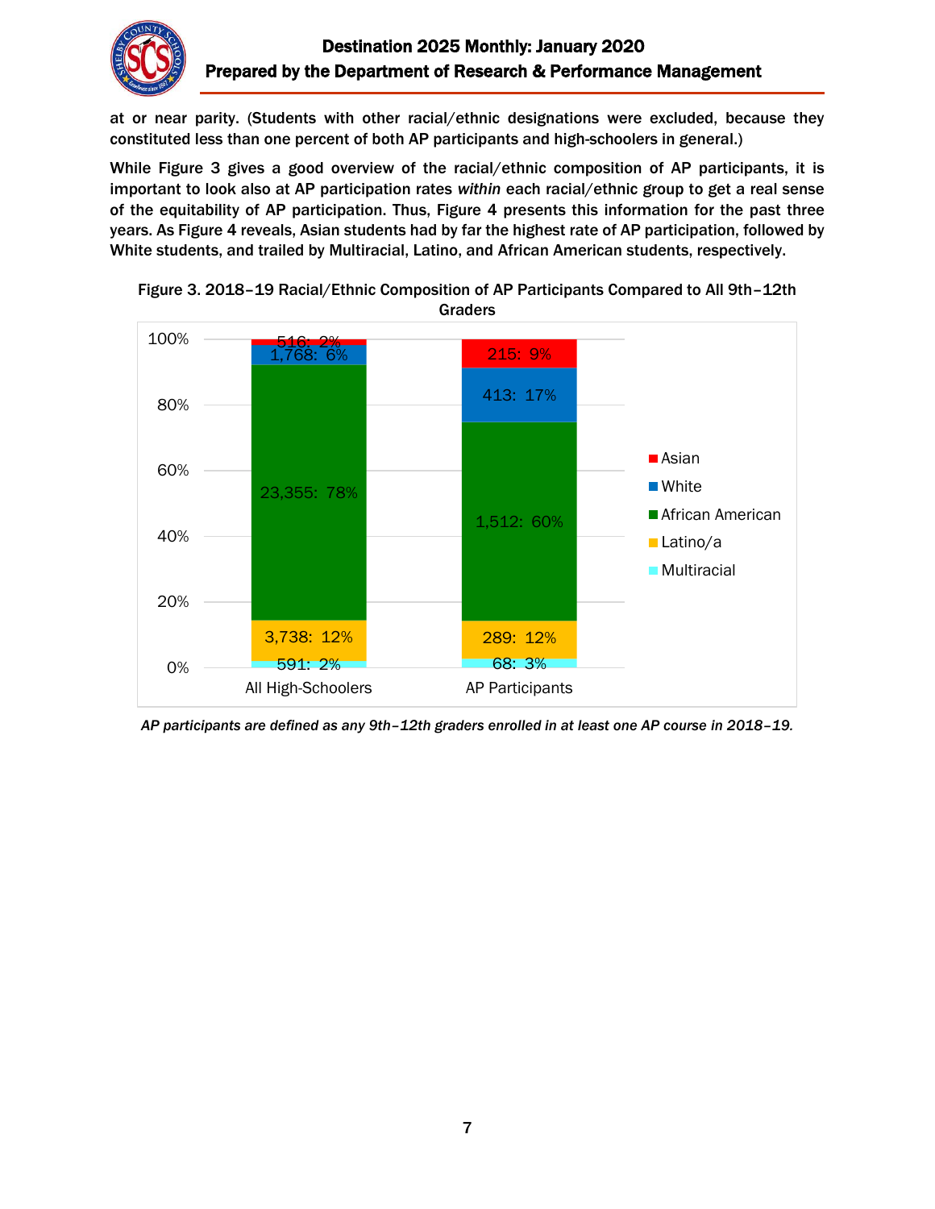at or near parity. (Students with other racial/ethnic designations were excluded, because they constituted less than one percent of both AP participants and high-schoolers in general.)

While Figure 3 gives a good overview of the racial/ethnic composition of AP participants, it is important to look also at AP participation rates *within* each racial/ethnic group to get a real sense of the equitability of AP participation. Thus, Figure 4 presents this information for the past three years. As Figure 4 reveals, Asian students had by far the highest rate of AP participation, followed by White students, and trailed by Multiracial, Latino, and African American students, respectively.

Figure 3. 2018–19 Racial/Ethnic Composition of AP Participants Compared to All 9th–12th Graders

| | All High-Schoolers | AP Participants |
|---|---|---|
| Asian | 516: 2% | 215: 9% |
| White | 1,768: 6% | 413: 17% |
| African American | 23,355: 78% | 1,512: 60% |
| Latino/a | 3,738: 12% | 289: 12% |
| Multiracial | 591: 2% | 68: 3% |

*AP participants are defined as any 9th–12th graders enrolled in at least one AP course in 2018–19.*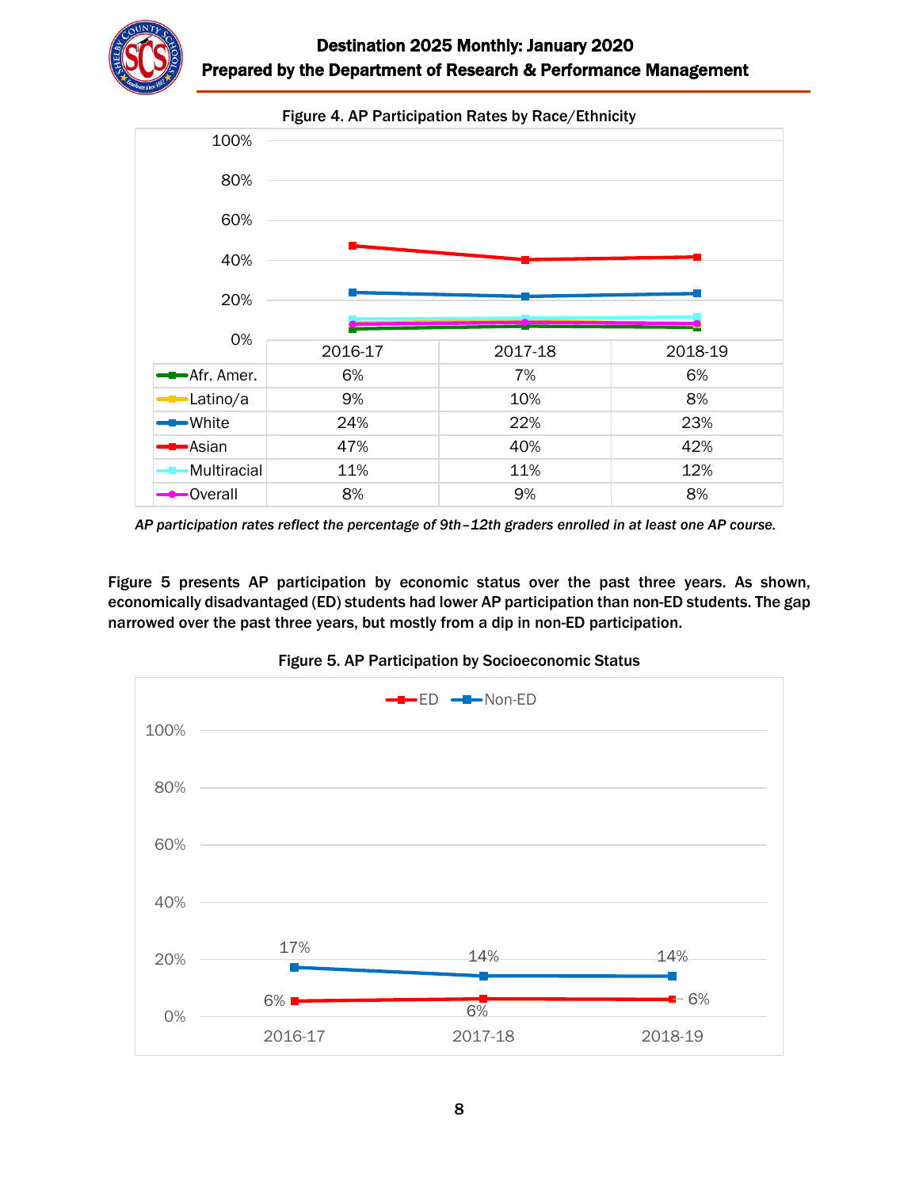Figure 4. AP Participation Rates by Race/Ethnicity

| | 2016-17 | 2017-18 | 2018-19 |
|---|---|---|---|
| Afr. Amer. | 6% | 7% | 6% |
| Latino/a | 9% | 10% | 8% |
| White | 24% | 22% | 23% |
| Asian | 47% | 40% | 42% |
| Multiracial | 11% | 11% | 12% |
| Overall | 8% | 9% | 8% |

*AP participation rates reflect the percentage of 9th–12th graders enrolled in at least one AP course.*

**Figure 5 presents AP participation by economic status over the past three years. As shown, economically disadvantaged (ED) students had lower AP participation than non-ED students. The gap narrowed over the past three years, but mostly from a dip in non-ED participation.**

Figure 5. AP Participation by Socioeconomic Status

| | 2016-17 | 2017-18 | 2018-19 |
|---|---|---|---|
| ED | 6% | 6% | 6% |
| Non-ED | 17% | 14% | 14% |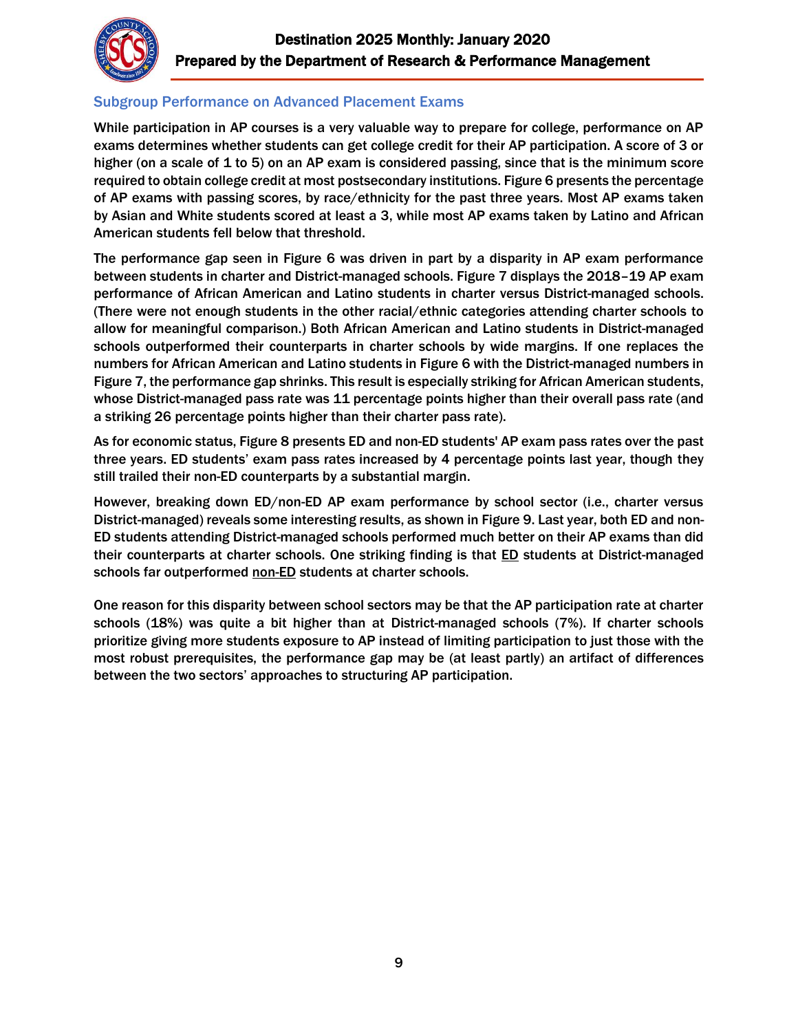## Subgroup Performance on Advanced Placement Exams

While participation in AP courses is a very valuable way to prepare for college, performance on AP exams determines whether students can get college credit for their AP participation. A score of 3 or higher (on a scale of 1 to 5) on an AP exam is considered passing, since that is the minimum score required to obtain college credit at most postsecondary institutions. Figure 6 presents the percentage of AP exams with passing scores, by race/ethnicity for the past three years. Most AP exams taken by Asian and White students scored at least a 3, while most AP exams taken by Latino and African American students fell below that threshold.

The performance gap seen in Figure 6 was driven in part by a disparity in AP exam performance between students in charter and District-managed schools. Figure 7 displays the 2018–19 AP exam performance of African American and Latino students in charter versus District-managed schools. (There were not enough students in the other racial/ethnic categories attending charter schools to allow for meaningful comparison.) Both African American and Latino students in District-managed schools outperformed their counterparts in charter schools by wide margins. If one replaces the numbers for African American and Latino students in Figure 6 with the District-managed numbers in Figure 7, the performance gap shrinks. This result is especially striking for African American students, whose District-managed pass rate was 11 percentage points higher than their overall pass rate (and a striking 26 percentage points higher than their charter pass rate).

As for economic status, Figure 8 presents ED and non-ED students' AP exam pass rates over the past three years. ED students' exam pass rates increased by 4 percentage points last year, though they still trailed their non-ED counterparts by a substantial margin.

However, breaking down ED/non-ED AP exam performance by school sector (i.e., charter versus District-managed) reveals some interesting results, as shown in Figure 9. Last year, both ED and non-ED students attending District-managed schools performed much better on their AP exams than did their counterparts at charter schools. One striking finding is that <u>ED</u> students at District-managed schools far outperformed <u>non-ED</u> students at charter schools.

One reason for this disparity between school sectors may be that the AP participation rate at charter schools (18%) was quite a bit higher than at District-managed schools (7%). If charter schools prioritize giving more students exposure to AP instead of limiting participation to just those with the most robust prerequisites, the performance gap may be (at least partly) an artifact of differences between the two sectors' approaches to structuring AP participation.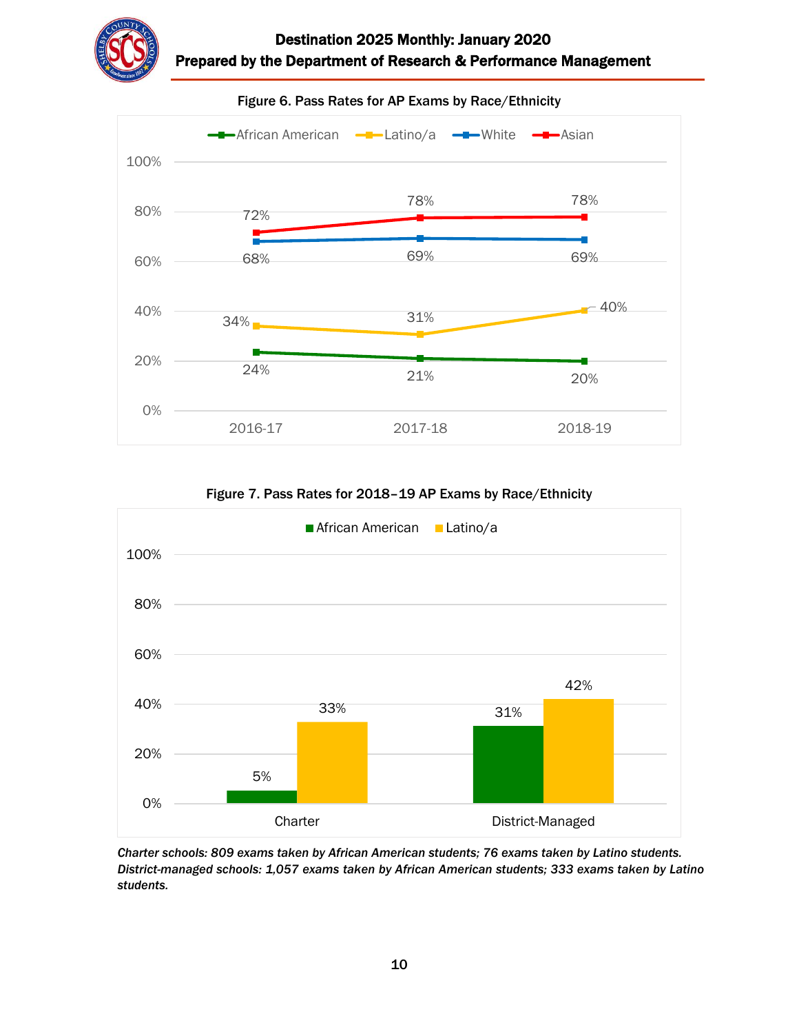**Figure 6. Pass Rates for AP Exams by Race/Ethnicity**

| | 2016-17 | 2017-18 | 2018-19 |
|---|---|---|---|
| African American | 24% | 21% | 20% |
| Latino/a | 34% | 31% | 40% |
| White | 68% | 69% | 69% |
| Asian | 72% | 78% | 78% |

**Figure 7. Pass Rates for 2018–19 AP Exams by Race/Ethnicity**

| | African American | Latino/a |
|---|---|---|
| Charter | 5% | 33% |
| District-Managed | 31% | 42% |

*Charter schools: 809 exams taken by African American students; 76 exams taken by Latino students. District-managed schools: 1,057 exams taken by African American students; 333 exams taken by Latino students.*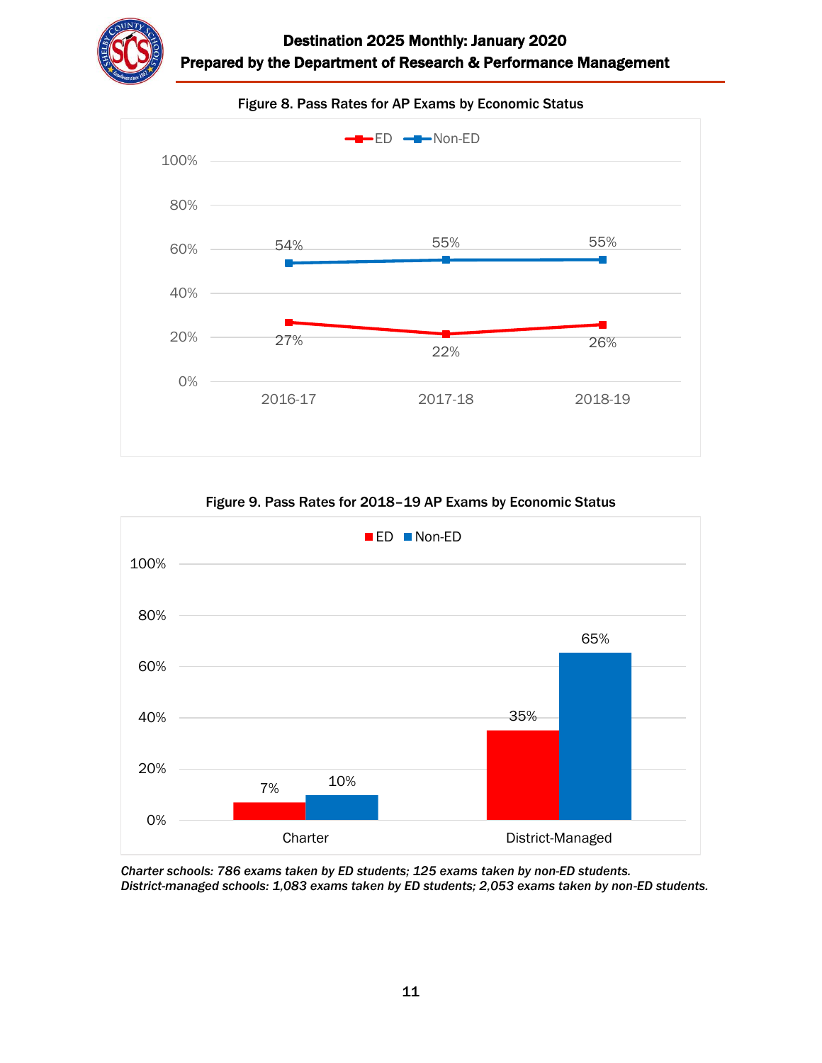**Figure 8. Pass Rates for AP Exams by Economic Status**

| | 2016-17 | 2017-18 | 2018-19 |
|---|---|---|---|
| ED | 27% | 22% | 26% |
| Non-ED | 54% | 55% | 55% |

**Figure 9. Pass Rates for 2018–19 AP Exams by Economic Status**

| | ED | Non-ED |
|---|---|---|
| Charter | 7% | 10% |
| District-Managed | 35% | 65% |

*Charter schools: 786 exams taken by ED students; 125 exams taken by non-ED students.*
*District-managed schools: 1,083 exams taken by ED students; 2,053 exams taken by non-ED students.*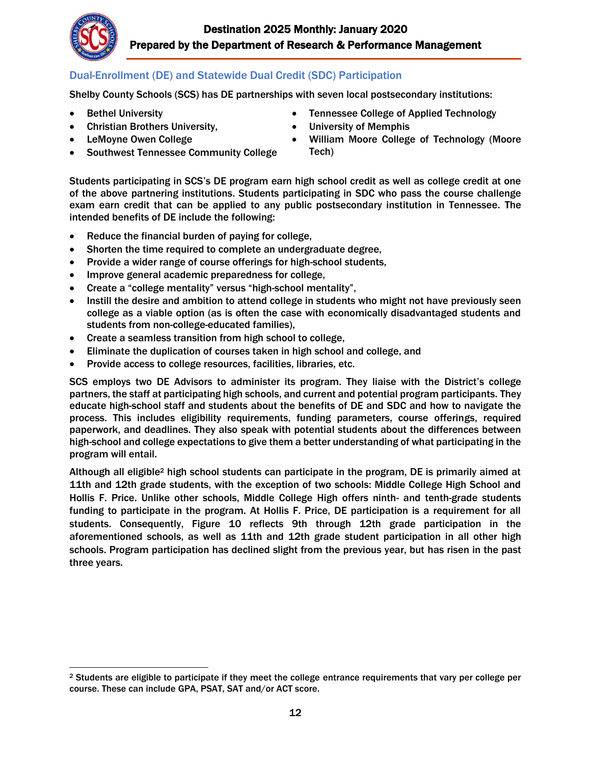## Dual-Enrollment (DE) and Statewide Dual Credit (SDC) Participation

Shelby County Schools (SCS) has DE partnerships with seven local postsecondary institutions:

- Bethel University
- Christian Brothers University,
- LeMoyne Owen College
- Southwest Tennessee Community College
- Tennessee College of Applied Technology
- University of Memphis
- William Moore College of Technology (Moore Tech)

Students participating in SCS's DE program earn high school credit as well as college credit at one of the above partnering institutions. Students participating in SDC who pass the course challenge exam earn credit that can be applied to any public postsecondary institution in Tennessee. The intended benefits of DE include the following:

- Reduce the financial burden of paying for college,
- Shorten the time required to complete an undergraduate degree,
- Provide a wider range of course offerings for high-school students,
- Improve general academic preparedness for college,
- Create a "college mentality" versus "high-school mentality",
- Instill the desire and ambition to attend college in students who might not have previously seen college as a viable option (as is often the case with economically disadvantaged students and students from non-college-educated families),
- Create a seamless transition from high school to college,
- Eliminate the duplication of courses taken in high school and college, and
- Provide access to college resources, facilities, libraries, etc.

SCS employs two DE Advisors to administer its program. They liaise with the District's college partners, the staff at participating high schools, and current and potential program participants. They educate high-school staff and students about the benefits of DE and SDC and how to navigate the process. This includes eligibility requirements, funding parameters, course offerings, required paperwork, and deadlines. They also speak with potential students about the differences between high-school and college expectations to give them a better understanding of what participating in the program will entail.

Although all eligible[2] high school students can participate in the program, DE is primarily aimed at 11th and 12th grade students, with the exception of two schools: Middle College High School and Hollis F. Price. Unlike other schools, Middle College High offers ninth- and tenth-grade students funding to participate in the program. At Hollis F. Price, DE participation is a requirement for all students. Consequently, Figure 10 reflects 9th through 12th grade participation in the aforementioned schools, as well as 11th and 12th grade student participation in all other high schools. Program participation has declined slight from the previous year, but has risen in the past three years.

---

[2] Students are eligible to participate if they meet the college entrance requirements that vary per college per course. These can include GPA, PSAT, SAT and/or ACT score.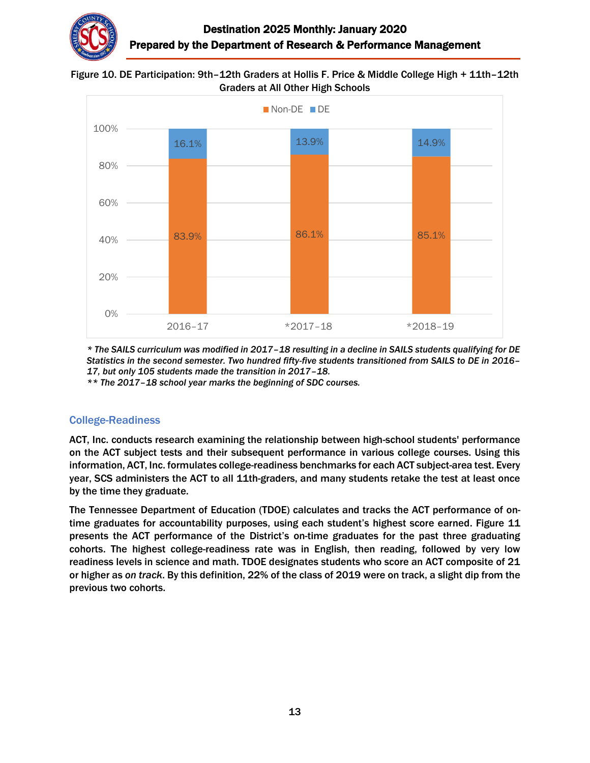Figure 10. DE Participation: 9th–12th Graders at Hollis F. Price & Middle College High + 11th–12th Graders at All Other High Schools

| | 2016–17 | *2017–18 | *2018–19 |
|---|---|---|---|
| Non-DE | 83.9% | 86.1% | 85.1% |
| DE | 16.1% | 13.9% | 14.9% |

*\* The SAILS curriculum was modified in 2017–18 resulting in a decline in SAILS students qualifying for DE Statistics in the second semester. Two hundred fifty-five students transitioned from SAILS to DE in 2016–17, but only 105 students made the transition in 2017–18.*
*\*\* The 2017–18 school year marks the beginning of SDC courses.*

## College-Readiness

**ACT, Inc. conducts research examining the relationship between high-school students' performance on the ACT subject tests and their subsequent performance in various college courses. Using this information, ACT, Inc. formulates college-readiness benchmarks for each ACT subject-area test. Every year, SCS administers the ACT to all 11th-graders, and many students retake the test at least once by the time they graduate.**

**The Tennessee Department of Education (TDOE) calculates and tracks the ACT performance of on-time graduates for accountability purposes, using each student's highest score earned. Figure 11 presents the ACT performance of the District's on-time graduates for the past three graduating cohorts. The highest college-readiness rate was in English, then reading, followed by very low readiness levels in science and math. TDOE designates students who score an ACT composite of 21 or higher as *on track*. By this definition, 22% of the class of 2019 were on track, a slight dip from the previous two cohorts.**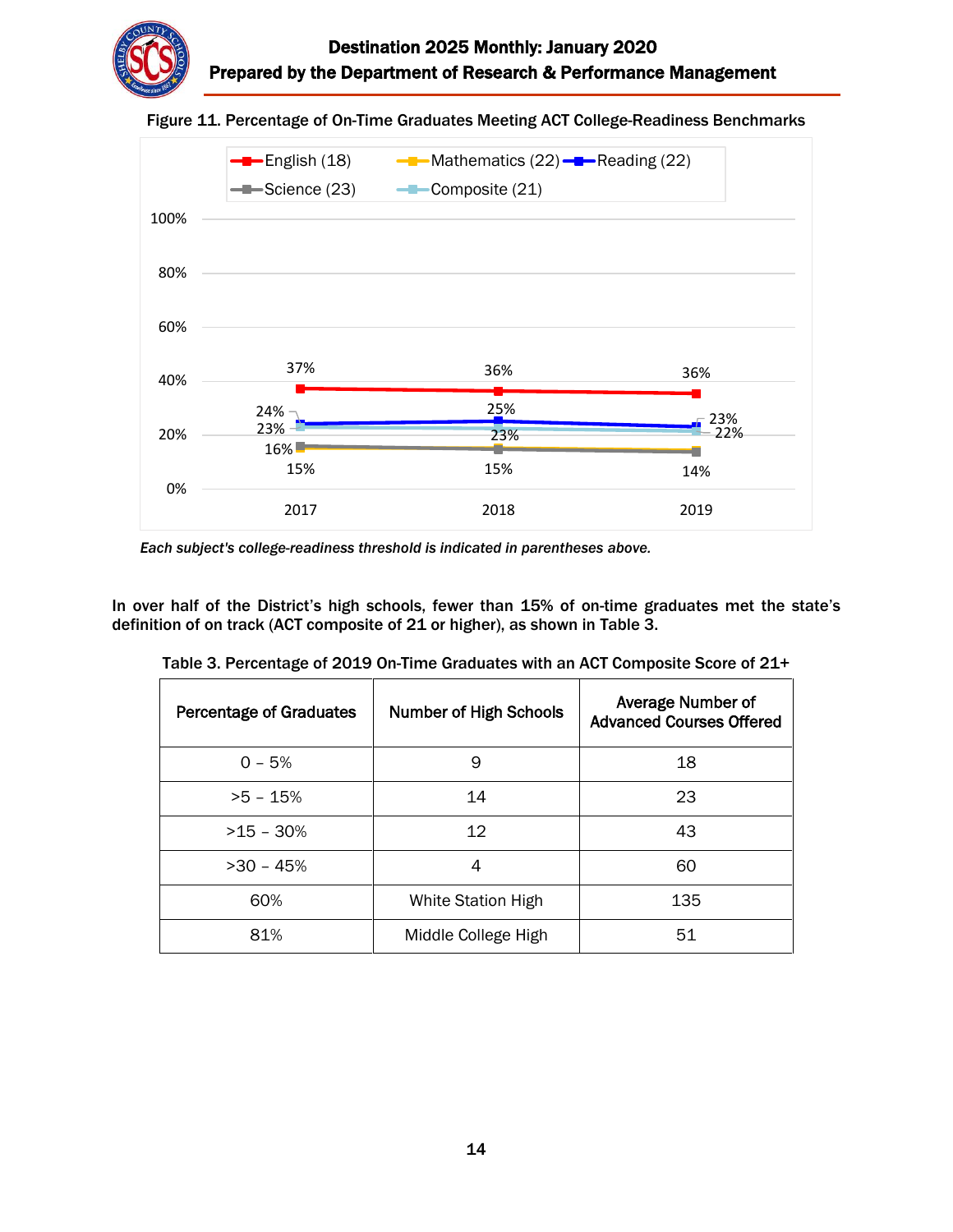Figure 11. Percentage of On-Time Graduates Meeting ACT College-Readiness Benchmarks

*Each subject's college-readiness threshold is indicated in parentheses above.*

In over half of the District's high schools, fewer than 15% of on-time graduates met the state's definition of on track (ACT composite of 21 or higher), as shown in Table 3.

Table 3. Percentage of 2019 On-Time Graduates with an ACT Composite Score of 21+

| Percentage of Graduates | Number of High Schools | Average Number of Advanced Courses Offered |
|---|---|---|
| 0 – 5% | 9 | 18 |
| >5 – 15% | 14 | 23 |
| >15 – 30% | 12 | 43 |
| >30 – 45% | 4 | 60 |
| 60% | White Station High | 135 |
| 81% | Middle College High | 51 |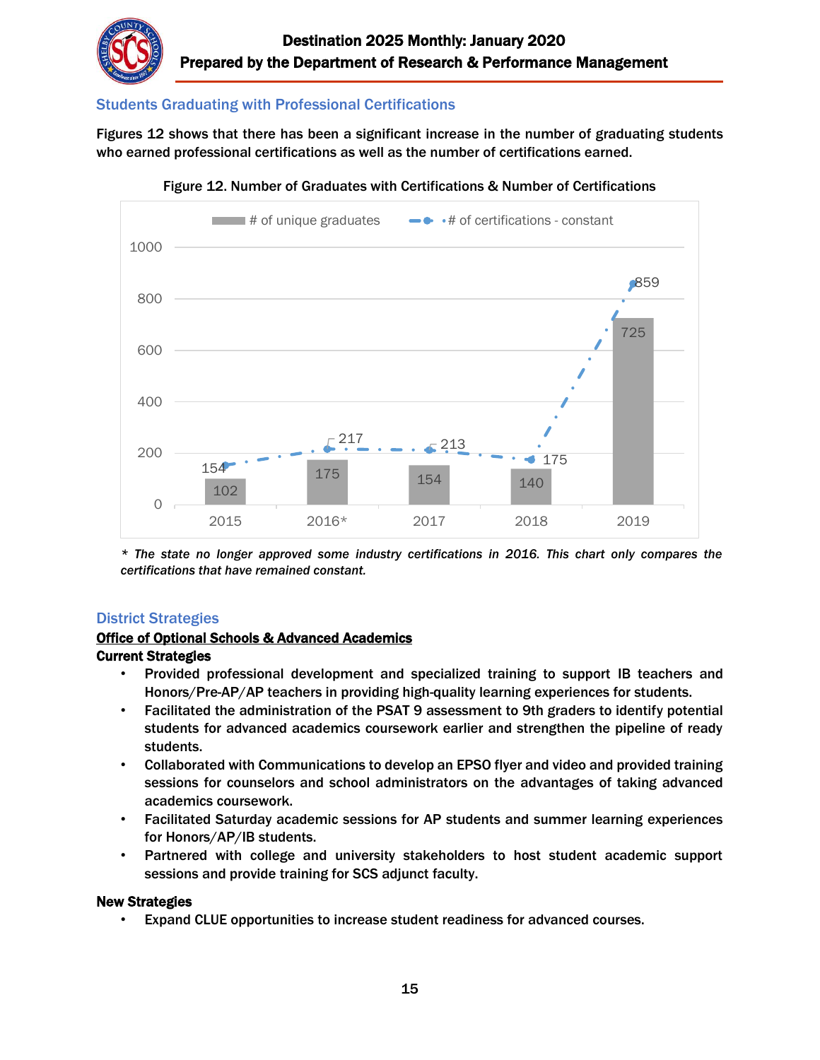## Students Graduating with Professional Certifications

**Figures 12 shows that there has been a significant increase in the number of graduating students who earned professional certifications as well as the number of certifications earned.**

**Figure 12. Number of Graduates with Certifications & Number of Certifications**

| Year | # of unique graduates | # of certifications - constant |
|---|---|---|
| 2015 | 102 | 154 |
| 2016* | 175 | 217 |
| 2017 | 154 | 213 |
| 2018 | 140 | 175 |
| 2019 | 725 | 859 |

***\* The state no longer approved some industry certifications in 2016. This chart only compares the certifications that have remained constant.***

## District Strategies

**Office of Optional Schools & Advanced Academics**

**Current Strategies**

- Provided professional development and specialized training to support IB teachers and Honors/Pre-AP/AP teachers in providing high-quality learning experiences for students.
- Facilitated the administration of the PSAT 9 assessment to 9th graders to identify potential students for advanced academics coursework earlier and strengthen the pipeline of ready students.
- Collaborated with Communications to develop an EPSO flyer and video and provided training sessions for counselors and school administrators on the advantages of taking advanced academics coursework.
- Facilitated Saturday academic sessions for AP students and summer learning experiences for Honors/AP/IB students.
- Partnered with college and university stakeholders to host student academic support sessions and provide training for SCS adjunct faculty.

**New Strategies**

- Expand CLUE opportunities to increase student readiness for advanced courses.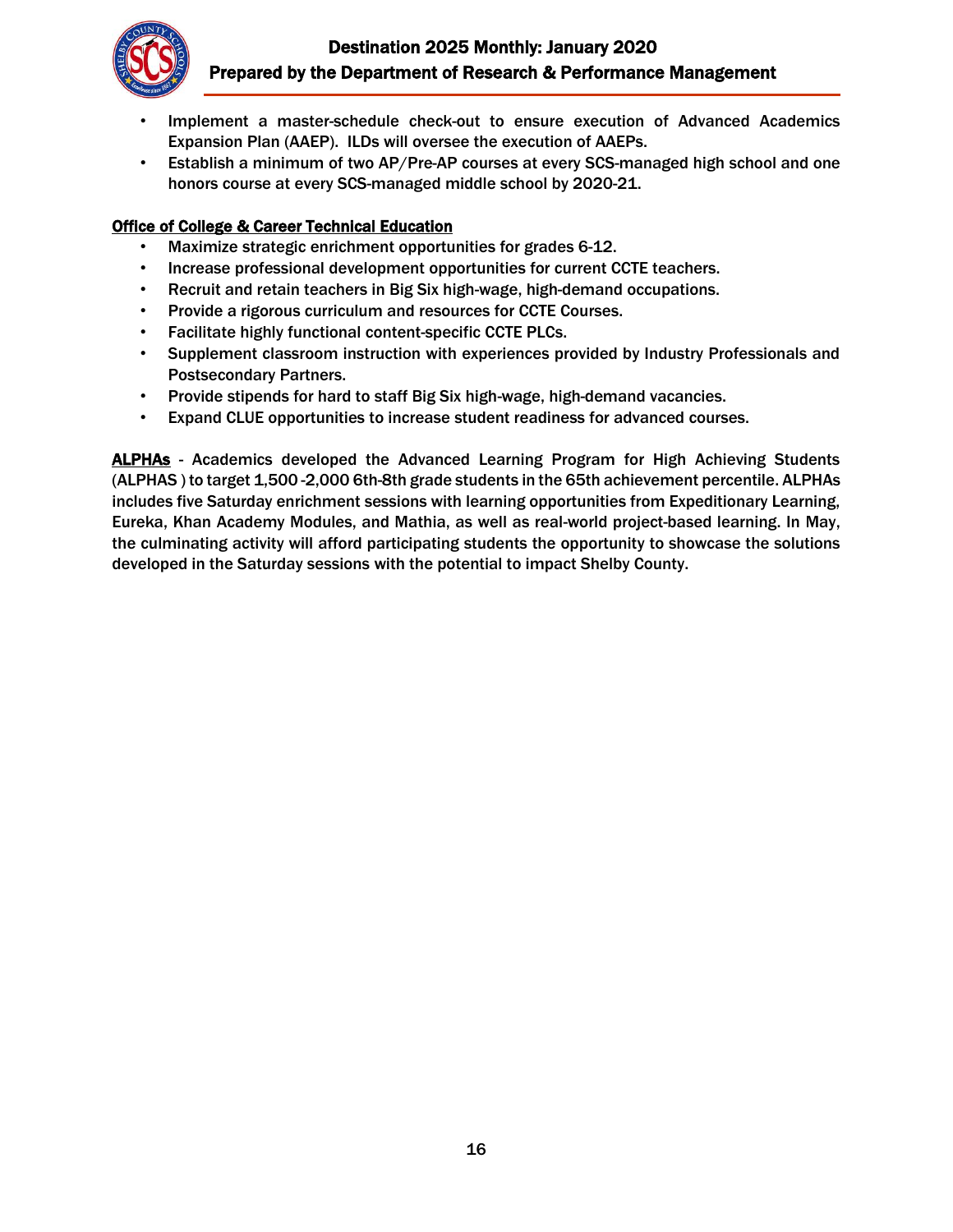- Implement a master-schedule check-out to ensure execution of Advanced Academics Expansion Plan (AAEP). ILDs will oversee the execution of AAEPs.
- Establish a minimum of two AP/Pre-AP courses at every SCS-managed high school and one honors course at every SCS-managed middle school by 2020-21.

**Office of College & Career Technical Education**

- Maximize strategic enrichment opportunities for grades 6-12.
- Increase professional development opportunities for current CCTE teachers.
- Recruit and retain teachers in Big Six high-wage, high-demand occupations.
- Provide a rigorous curriculum and resources for CCTE Courses.
- Facilitate highly functional content-specific CCTE PLCs.
- Supplement classroom instruction with experiences provided by Industry Professionals and Postsecondary Partners.
- Provide stipends for hard to staff Big Six high-wage, high-demand vacancies.
- Expand CLUE opportunities to increase student readiness for advanced courses.

**ALPHAs** - Academics developed the Advanced Learning Program for High Achieving Students (ALPHAS ) to target 1,500 -2,000 6th-8th grade students in the 65th achievement percentile. ALPHAs includes five Saturday enrichment sessions with learning opportunities from Expeditionary Learning, Eureka, Khan Academy Modules, and Mathia, as well as real-world project-based learning. In May, the culminating activity will afford participating students the opportunity to showcase the solutions developed in the Saturday sessions with the potential to impact Shelby County.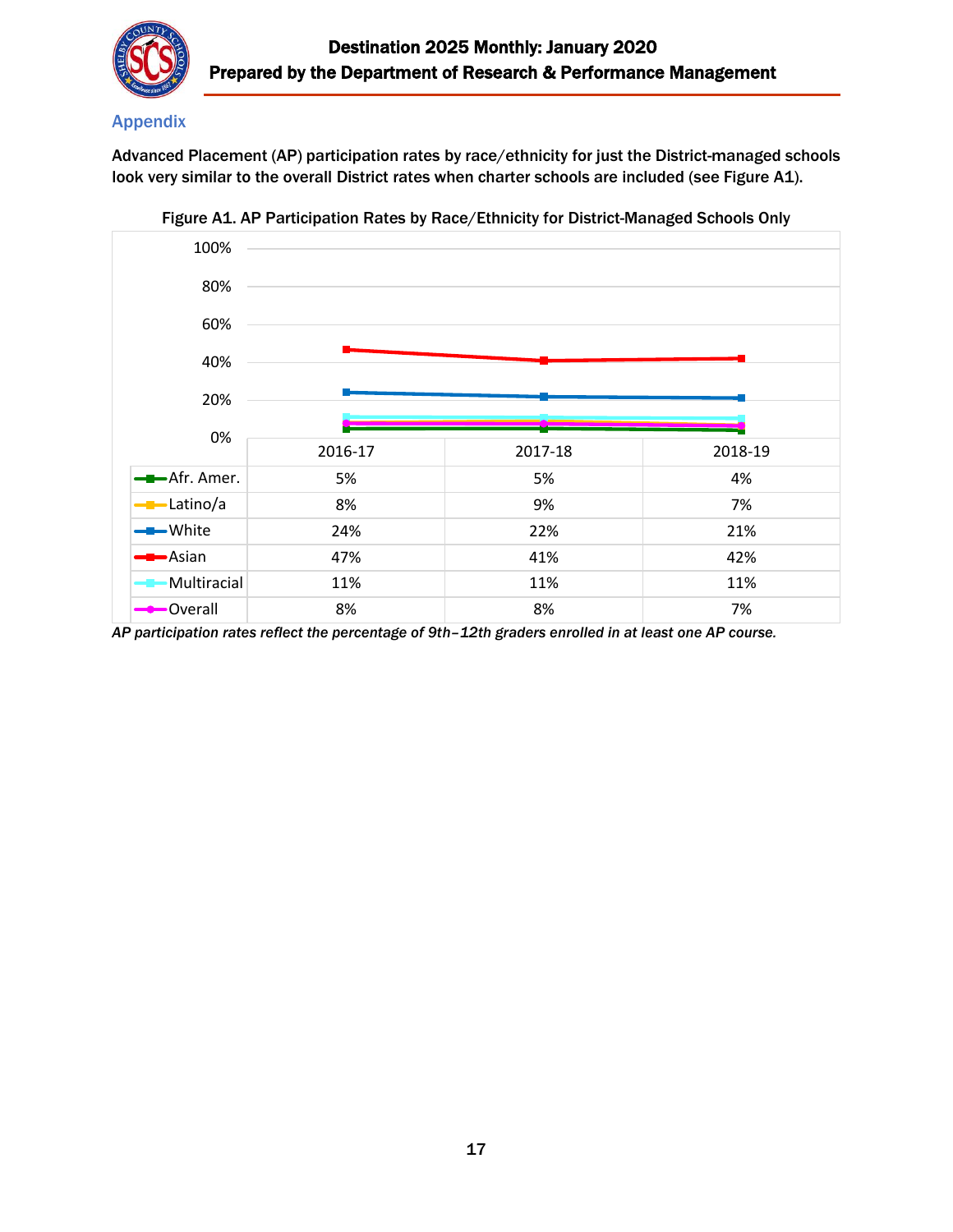## Appendix

**Advanced Placement (AP) participation rates by race/ethnicity for just the District-managed schools look very similar to the overall District rates when charter schools are included (see Figure A1).**

**Figure A1. AP Participation Rates by Race/Ethnicity for District-Managed Schools Only**

100%
80%
60%
40%
20%
0%

2016-17 2017-18 2018-19

Afr. Amer. 5% 5% 4%
Latino/a 8% 9% 7%
White 24% 22% 21%
Asian 47% 41% 42%
Multiracial 11% 11% 11%
Overall 8% 8% 7%

***AP participation rates reflect the percentage of 9th–12th graders enrolled in at least one AP course.***